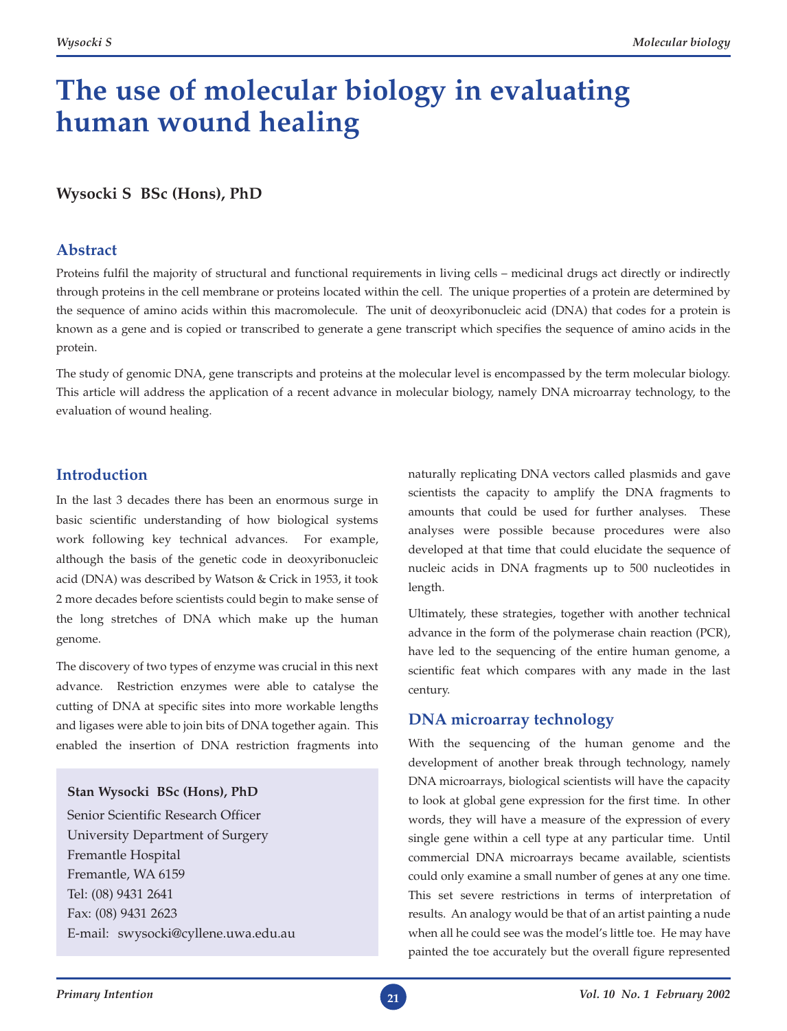# The use of molecular biology in evaluating human wound healing

**Wysocki S BSc (Hons), PhD**

## Abstract

Proteins fulfil the majority of structural and functional requirements in living cells – medicinal drugs act directly or indirectly through proteins in the cell membrane or proteins located within the cell. The unique properties of a protein are determined by the sequence of amino acids within this macromolecule. The unit of deoxyribonucleic acid (DNA) that codes for a protein is known as a gene and is copied or transcribed to generate a gene transcript which specifies the sequence of amino acids in the protein.

The study of genomic DNA, gene transcripts and proteins at the molecular level is encompassed by the term molecular biology. This article will address the application of a recent advance in molecular biology, namely DNA microarray technology, to the evaluation of wound healing.

## Introduction

In the last 3 decades there has been an enormous surge in basic scientific understanding of how biological systems work following key technical advances. For example, although the basis of the genetic code in deoxyribonucleic acid (DNA) was described by Watson & Crick in 1953, it took 2 more decades before scientists could begin to make sense of the long stretches of DNA which make up the human genome.

The discovery of two types of enzyme was crucial in this next advance. Restriction enzymes were able to catalyse the cutting of DNA at specific sites into more workable lengths and ligases were able to join bits of DNA together again. This enabled the insertion of DNA restriction fragments into naturally replicating DNA vectors called plasmids and gave scientists the capacity to amplify the DNA fragments to amounts that could be used for further analyses. These analyses were possible because procedures were also developed at that time that could elucidate the sequence of nucleic acids in DNA fragments up to 500 nucleotides in length.

Ultimately, these strategies, together with another technical advance in the form of the polymerase chain reaction (PCR), have led to the sequencing of the entire human genome, a scientific feat which compares with any made in the last century.

**Stan Wysocki BSc (Hons), PhD**

Senior Scientific Research Officer
University Department of Surgery
Fremantle Hospital
Fremantle, WA 6159
Tel: (08) 9431 2641
Fax: (08) 9431 2623
E-mail: swysocki@cyllene.uwa.edu.au

## DNA microarray technology

With the sequencing of the human genome and the development of another break through technology, namely DNA microarrays, biological scientists will have the capacity to look at global gene expression for the first time. In other words, they will have a measure of the expression of every single gene within a cell type at any particular time. Until commercial DNA microarrays became available, scientists could only examine a small number of genes at any one time. This set severe restrictions in terms of interpretation of results. An analogy would be that of an artist painting a nude when all he could see was the model's little toe. He may have painted the toe accurately but the overall figure represented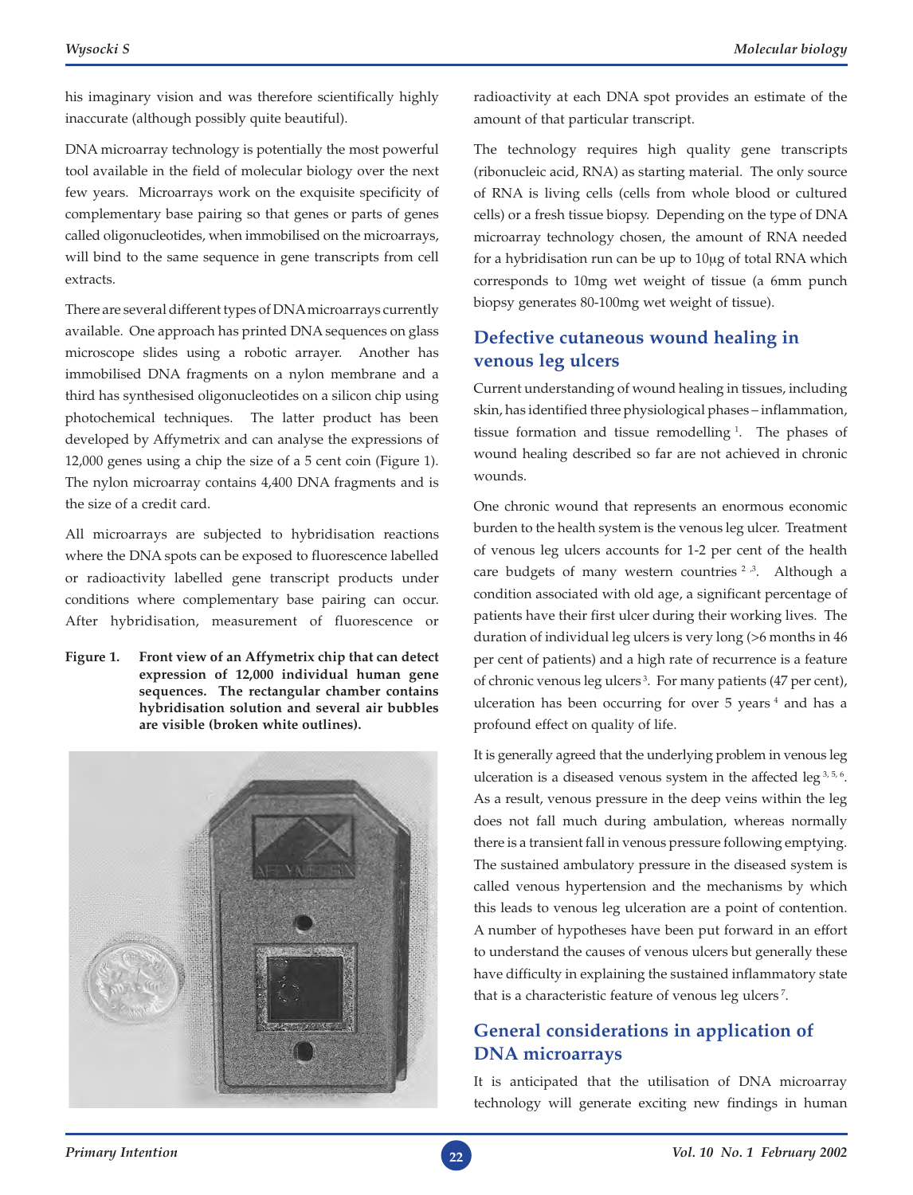his imaginary vision and was therefore scientifically highly inaccurate (although possibly quite beautiful).

DNA microarray technology is potentially the most powerful tool available in the field of molecular biology over the next few years. Microarrays work on the exquisite specificity of complementary base pairing so that genes or parts of genes called oligonucleotides, when immobilised on the microarrays, will bind to the same sequence in gene transcripts from cell extracts.

There are several different types of DNA microarrays currently available. One approach has printed DNA sequences on glass microscope slides using a robotic arrayer. Another has immobilised DNA fragments on a nylon membrane and a third has synthesised oligonucleotides on a silicon chip using photochemical techniques. The latter product has been developed by Affymetrix and can analyse the expressions of 12,000 genes using a chip the size of a 5 cent coin (Figure 1). The nylon microarray contains 4,400 DNA fragments and is the size of a credit card.

All microarrays are subjected to hybridisation reactions where the DNA spots can be exposed to fluorescence labelled or radioactivity labelled gene transcript products under conditions where complementary base pairing can occur. After hybridisation, measurement of fluorescence or radioactivity at each DNA spot provides an estimate of the amount of that particular transcript.

**Figure 1. Front view of an Affymetrix chip that can detect expression of 12,000 individual human gene sequences. The rectangular chamber contains hybridisation solution and several air bubbles are visible (broken white outlines).**

The technology requires high quality gene transcripts (ribonucleic acid, RNA) as starting material. The only source of RNA is living cells (cells from whole blood or cultured cells) or a fresh tissue biopsy. Depending on the type of DNA microarray technology chosen, the amount of RNA needed for a hybridisation run can be up to 10μg of total RNA which corresponds to 10mg wet weight of tissue (a 6mm punch biopsy generates 80-100mg wet weight of tissue).

## Defective cutaneous wound healing in venous leg ulcers

Current understanding of wound healing in tissues, including skin, has identified three physiological phases – inflammation, tissue formation and tissue remodelling [1]. The phases of wound healing described so far are not achieved in chronic wounds.

One chronic wound that represents an enormous economic burden to the health system is the venous leg ulcer. Treatment of venous leg ulcers accounts for 1-2 per cent of the health care budgets of many western countries [2,3]. Although a condition associated with old age, a significant percentage of patients have their first ulcer during their working lives. The duration of individual leg ulcers is very long (>6 months in 46 per cent of patients) and a high rate of recurrence is a feature of chronic venous leg ulcers [3]. For many patients (47 per cent), ulceration has been occurring for over 5 years [4] and has a profound effect on quality of life.

It is generally agreed that the underlying problem in venous leg ulceration is a diseased venous system in the affected leg [3,5,6]. As a result, venous pressure in the deep veins within the leg does not fall much during ambulation, whereas normally there is a transient fall in venous pressure following emptying. The sustained ambulatory pressure in the diseased system is called venous hypertension and the mechanisms by which this leads to venous leg ulceration are a point of contention. A number of hypotheses have been put forward in an effort to understand the causes of venous ulcers but generally these have difficulty in explaining the sustained inflammatory state that is a characteristic feature of venous leg ulcers [7].

## General considerations in application of DNA microarrays

It is anticipated that the utilisation of DNA microarray technology will generate exciting new findings in human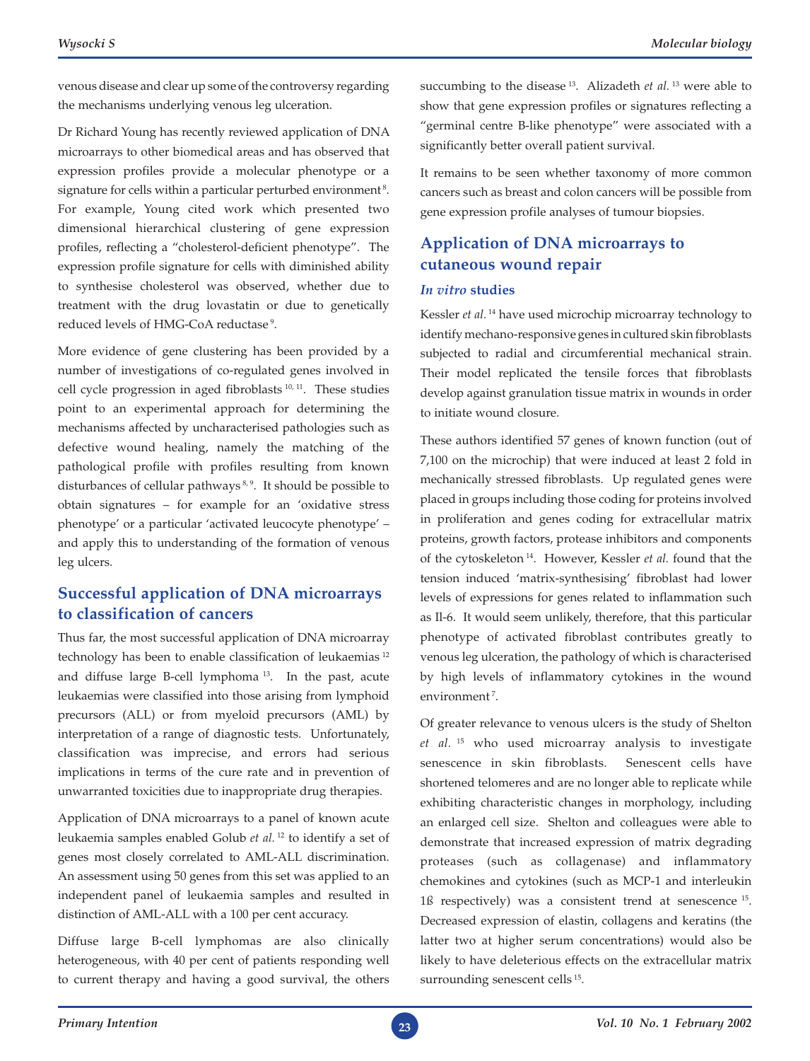venous disease and clear up some of the controversy regarding the mechanisms underlying venous leg ulceration.

Dr Richard Young has recently reviewed application of DNA microarrays to other biomedical areas and has observed that expression profiles provide a molecular phenotype or a signature for cells within a particular perturbed environment[8]. For example, Young cited work which presented two dimensional hierarchical clustering of gene expression profiles, reflecting a "cholesterol-deficient phenotype". The expression profile signature for cells with diminished ability to synthesise cholesterol was observed, whether due to treatment with the drug lovastatin or due to genetically reduced levels of HMG-CoA reductase[9].

More evidence of gene clustering has been provided by a number of investigations of co-regulated genes involved in cell cycle progression in aged fibroblasts[10, 11]. These studies point to an experimental approach for determining the mechanisms affected by uncharacterised pathologies such as defective wound healing, namely the matching of the pathological profile with profiles resulting from known disturbances of cellular pathways[8, 9]. It should be possible to obtain signatures – for example for an 'oxidative stress phenotype' or a particular 'activated leucocyte phenotype' – and apply this to understanding of the formation of venous leg ulcers.

## Successful application of DNA microarrays to classification of cancers

Thus far, the most successful application of DNA microarray technology has been to enable classification of leukaemias[12] and diffuse large B-cell lymphoma[13]. In the past, acute leukaemias were classified into those arising from lymphoid precursors (ALL) or from myeloid precursors (AML) by interpretation of a range of diagnostic tests. Unfortunately, classification was imprecise, and errors had serious implications in terms of the cure rate and in prevention of unwarranted toxicities due to inappropriate drug therapies.

Application of DNA microarrays to a panel of known acute leukaemia samples enabled Golub *et al.*[12] to identify a set of genes most closely correlated to AML-ALL discrimination. An assessment using 50 genes from this set was applied to an independent panel of leukaemia samples and resulted in distinction of AML-ALL with a 100 per cent accuracy.

Diffuse large B-cell lymphomas are also clinically heterogeneous, with 40 per cent of patients responding well to current therapy and having a good survival, the others succumbing to the disease[13]. Alizadeth *et al.*[13] were able to show that gene expression profiles or signatures reflecting a "germinal centre B-like phenotype" were associated with a significantly better overall patient survival.

It remains to be seen whether taxonomy of more common cancers such as breast and colon cancers will be possible from gene expression profile analyses of tumour biopsies.

## Application of DNA microarrays to cutaneous wound repair

### *In vitro* studies

Kessler *et al.*[14] have used microchip microarray technology to identify mechano-responsive genes in cultured skin fibroblasts subjected to radial and circumferential mechanical strain. Their model replicated the tensile forces that fibroblasts develop against granulation tissue matrix in wounds in order to initiate wound closure.

These authors identified 57 genes of known function (out of 7,100 on the microchip) that were induced at least 2 fold in mechanically stressed fibroblasts. Up regulated genes were placed in groups including those coding for proteins involved in proliferation and genes coding for extracellular matrix proteins, growth factors, protease inhibitors and components of the cytoskeleton[14]. However, Kessler *et al.* found that the tension induced 'matrix-synthesising' fibroblast had lower levels of expressions for genes related to inflammation such as Il-6. It would seem unlikely, therefore, that this particular phenotype of activated fibroblast contributes greatly to venous leg ulceration, the pathology of which is characterised by high levels of inflammatory cytokines in the wound environment[7].

Of greater relevance to venous ulcers is the study of Shelton *et al.*[15] who used microarray analysis to investigate senescence in skin fibroblasts. Senescent cells have shortened telomeres and are no longer able to replicate while exhibiting characteristic changes in morphology, including an enlarged cell size. Shelton and colleagues were able to demonstrate that increased expression of matrix degrading proteases (such as collagenase) and inflammatory chemokines and cytokines (such as MCP-1 and interleukin 1ß respectively) was a consistent trend at senescence[15]. Decreased expression of elastin, collagens and keratins (the latter two at higher serum concentrations) would also be likely to have deleterious effects on the extracellular matrix surrounding senescent cells[15].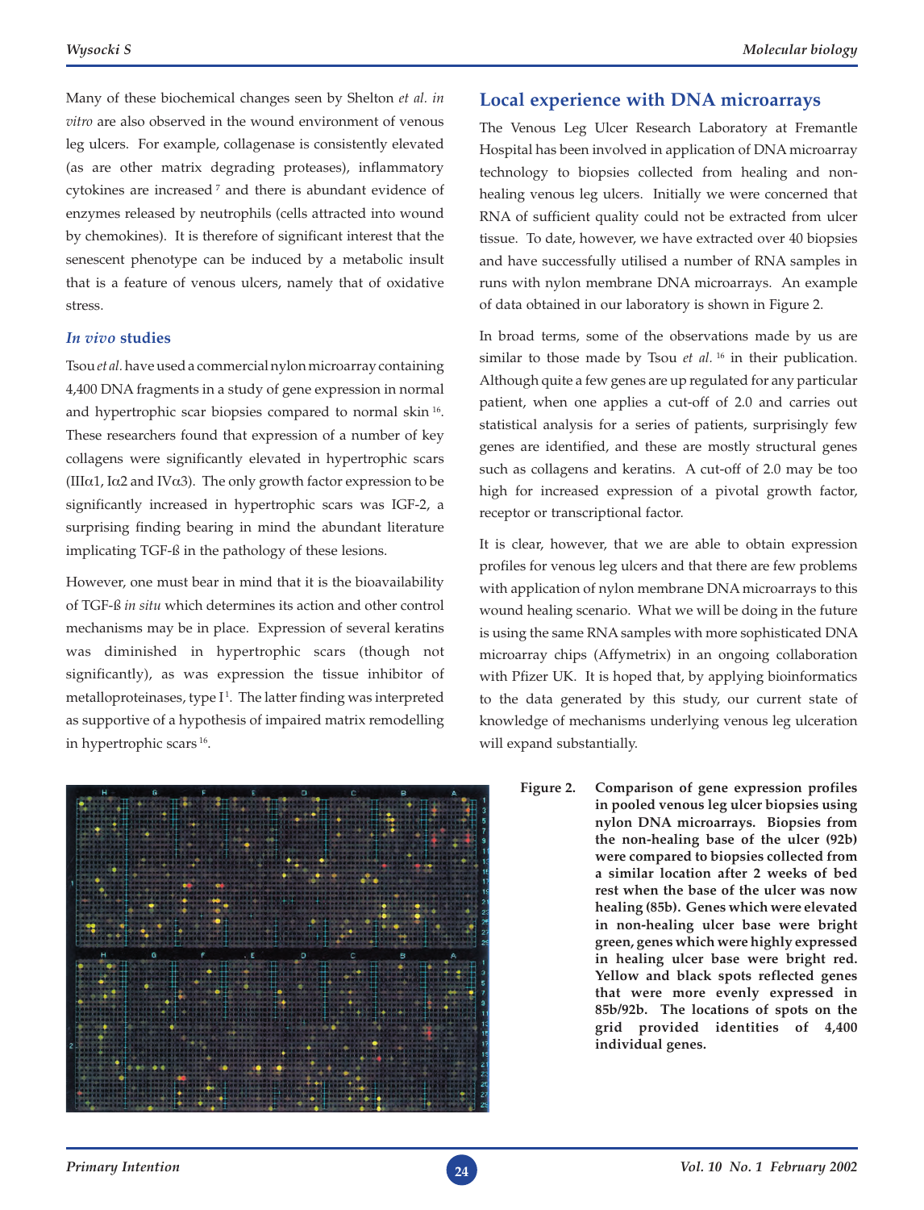Many of these biochemical changes seen by Shelton *et al. in vitro* are also observed in the wound environment of venous leg ulcers. For example, collagenase is consistently elevated (as are other matrix degrading proteases), inflammatory cytokines are increased [7] and there is abundant evidence of enzymes released by neutrophils (cells attracted into wound by chemokines). It is therefore of significant interest that the senescent phenotype can be induced by a metabolic insult that is a feature of venous ulcers, namely that of oxidative stress.

### *In vivo* studies

Tsou *et al.* have used a commercial nylon microarray containing 4,400 DNA fragments in a study of gene expression in normal and hypertrophic scar biopsies compared to normal skin [16]. These researchers found that expression of a number of key collagens were significantly elevated in hypertrophic scars (III$\alpha$1, I$\alpha$2 and IV$\alpha$3). The only growth factor expression to be significantly increased in hypertrophic scars was IGF-2, a surprising finding bearing in mind the abundant literature implicating TGF-ß in the pathology of these lesions.

However, one must bear in mind that it is the bioavailability of TGF-ß *in situ* which determines its action and other control mechanisms may be in place. Expression of several keratins was diminished in hypertrophic scars (though not significantly), as was expression the tissue inhibitor of metalloproteinases, type I[1]. The latter finding was interpreted as supportive of a hypothesis of impaired matrix remodelling in hypertrophic scars [16].

## Local experience with DNA microarrays

The Venous Leg Ulcer Research Laboratory at Fremantle Hospital has been involved in application of DNA microarray technology to biopsies collected from healing and non-healing venous leg ulcers. Initially we were concerned that RNA of sufficient quality could not be extracted from ulcer tissue. To date, however, we have extracted over 40 biopsies and have successfully utilised a number of RNA samples in runs with nylon membrane DNA microarrays. An example of data obtained in our laboratory is shown in Figure 2.

In broad terms, some of the observations made by us are similar to those made by Tsou *et al.* [16] in their publication. Although quite a few genes are up regulated for any particular patient, when one applies a cut-off of 2.0 and carries out statistical analysis for a series of patients, surprisingly few genes are identified, and these are mostly structural genes such as collagens and keratins. A cut-off of 2.0 may be too high for increased expression of a pivotal growth factor, receptor or transcriptional factor.

It is clear, however, that we are able to obtain expression profiles for venous leg ulcers and that there are few problems with application of nylon membrane DNA microarrays to this wound healing scenario. What we will be doing in the future is using the same RNA samples with more sophisticated DNA microarray chips (Affymetrix) in an ongoing collaboration with Pfizer UK. It is hoped that, by applying bioinformatics to the data generated by this study, our current state of knowledge of mechanisms underlying venous leg ulceration will expand substantially.

**Figure 2. Comparison of gene expression profiles in pooled venous leg ulcer biopsies using nylon DNA microarrays. Biopsies from the non-healing base of the ulcer (92b) were compared to biopsies collected from a similar location after 2 weeks of bed rest when the base of the ulcer was now healing (85b). Genes which were elevated in non-healing ulcer base were bright green, genes which were highly expressed in healing ulcer base were bright red. Yellow and black spots reflected genes that were more evenly expressed in 85b/92b. The locations of spots on the grid provided identities of 4,400 individual genes.**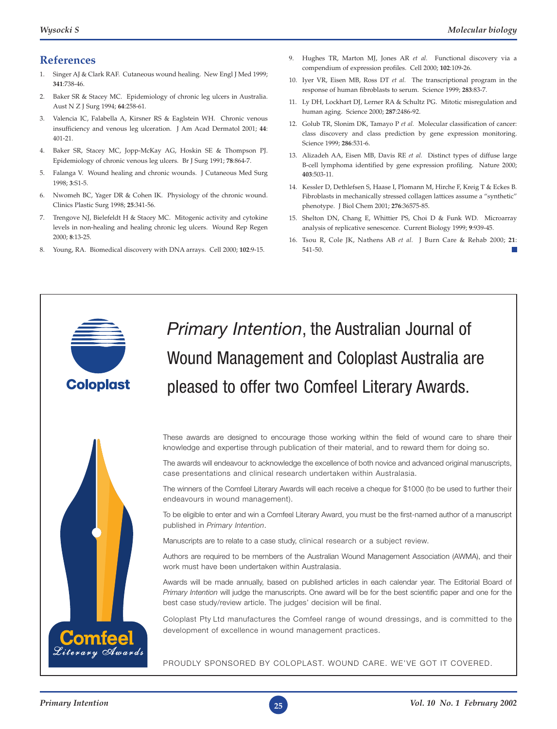## References

1. Singer AJ & Clark RAF. Cutaneous wound healing. New Engl J Med 1999; **341**:738-46.
2. Baker SR & Stacey MC. Epidemiology of chronic leg ulcers in Australia. Aust N Z J Surg 1994; **64**:258-61.
3. Valencia IC, Falabella A, Kirsner RS & Eaglstein WH. Chronic venous insufficiency and venous leg ulceration. J Am Acad Dermatol 2001; **44**: 401-21.
4. Baker SR, Stacey MC, Jopp-McKay AG, Hoskin SE & Thompson PJ. Epidemiology of chronic venous leg ulcers. Br J Surg 1991; **78**:864-7.
5. Falanga V. Wound healing and chronic wounds. J Cutaneous Med Surg 1998; **3**:S1-5.
6. Nwomeh BC, Yager DR & Cohen IK. Physiology of the chronic wound. Clinics Plastic Surg 1998; **25**:341-56.
7. Trengove NJ, Bielefeldt H & Stacey MC. Mitogenic activity and cytokine levels in non-healing and healing chronic leg ulcers. Wound Rep Regen 2000; **8**:13-25.
8. Young, RA. Biomedical discovery with DNA arrays. Cell 2000; **102**:9-15.
9. Hughes TR, Marton MJ, Jones AR *et al.* Functional discovery via a compendium of expression profiles. Cell 2000; **102**:109-26.
10. Iyer VR, Eisen MB, Ross DT *et al.* The transcriptional program in the response of human fibroblasts to serum. Science 1999; **283**:83-7.
11. Ly DH, Lockhart DJ, Lerner RA & Schultz PG. Mitotic misregulation and human aging. Science 2000; **287**:2486-92.
12. Golub TR, Slonim DK, Tamayo P *et al.* Molecular classification of cancer: class discovery and class prediction by gene expression monitoring. Science 1999; **286**:531-6.
13. Alizadeh AA, Eisen MB, Davis RE *et al.* Distinct types of diffuse large B-cell lymphoma identified by gene expression profiling. Nature 2000; **403**:503-11.
14. Kessler D, Dethlefsen S, Haase I, Plomann M, Hirche F, Kreig T & Eckes B. Fibroblasts in mechanically stressed collagen lattices assume a "synthetic" phenotype. J Biol Chem 2001; **276**:36575-85.
15. Shelton DN, Chang E, Whittier PS, Choi D & Funk WD. Microarray analysis of replicative senescence. Current Biology 1999; **9**:939-45.
16. Tsou R, Cole JK, Nathens AB *et al.* J Burn Care & Rehab 2000; **21**: 541-50.

Coloplast

*Primary Intention*, the Australian Journal of Wound Management and Coloplast Australia are pleased to offer two Comfeel Literary Awards.

These awards are designed to encourage those working within the field of wound care to share their knowledge and expertise through publication of their material, and to reward them for doing so.

The awards will endeavour to acknowledge the excellence of both novice and advanced original manuscripts, case presentations and clinical research undertaken within Australasia.

The winners of the Comfeel Literary Awards will each receive a cheque for $1000 (to be used to further their endeavours in wound management).

To be eligible to enter and win a Comfeel Literary Award, you must be the first-named author of a manuscript published in *Primary Intention*.

Manuscripts are to relate to a case study, clinical research or a subject review.

Authors are required to be members of the Australian Wound Management Association (AWMA), and their work must have been undertaken within Australasia.

Awards will be made annually, based on published articles in each calendar year. The Editorial Board of *Primary Intention* will judge the manuscripts. One award will be for the best scientific paper and one for the best case study/review article. The judges' decision will be final.

Coloplast Pty Ltd manufactures the Comfeel range of wound dressings, and is committed to the development of excellence in wound management practices.

Comfeel *Literary Awards*

PROUDLY SPONSORED BY COLOPLAST. WOUND CARE. WE'VE GOT IT COVERED.